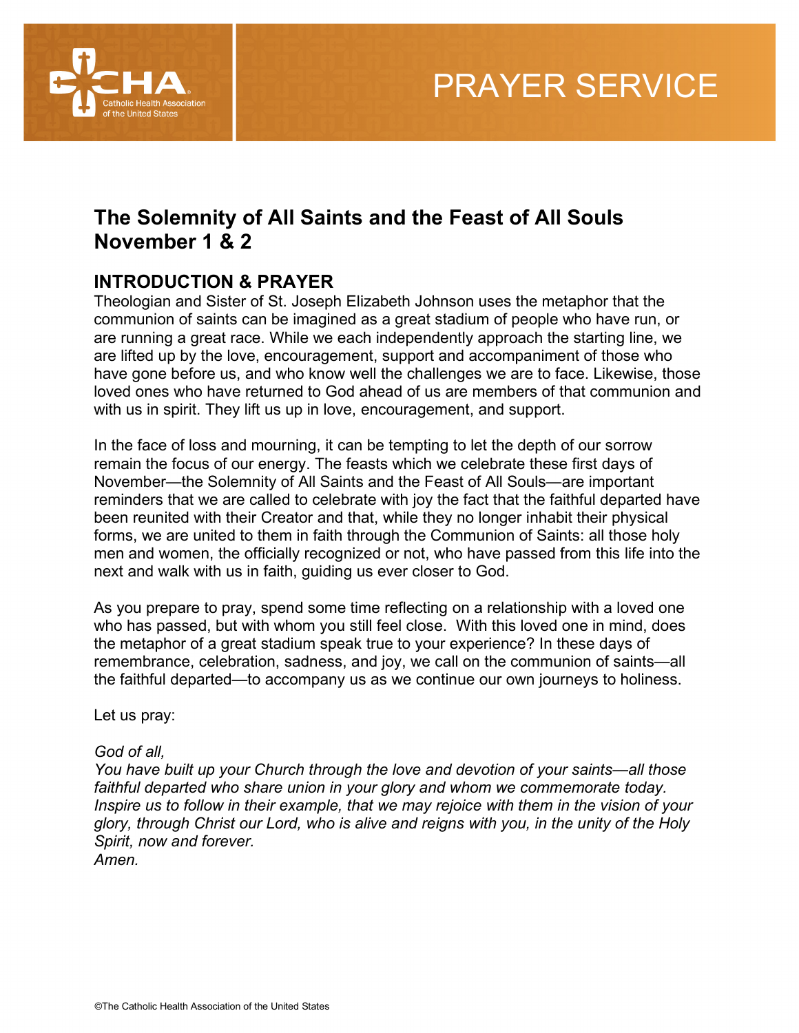# PRAYER SERVICE

## The Solemnity of All Saints and the Feast of All Souls
## November 1 & 2

### INTRODUCTION & PRAYER

Theologian and Sister of St. Joseph Elizabeth Johnson uses the metaphor that the communion of saints can be imagined as a great stadium of people who have run, or are running a great race. While we each independently approach the starting line, we are lifted up by the love, encouragement, support and accompaniment of those who have gone before us, and who know well the challenges we are to face. Likewise, those loved ones who have returned to God ahead of us are members of that communion and with us in spirit. They lift us up in love, encouragement, and support.

In the face of loss and mourning, it can be tempting to let the depth of our sorrow remain the focus of our energy. The feasts which we celebrate these first days of November—the Solemnity of All Saints and the Feast of All Souls—are important reminders that we are called to celebrate with joy the fact that the faithful departed have been reunited with their Creator and that, while they no longer inhabit their physical forms, we are united to them in faith through the Communion of Saints: all those holy men and women, the officially recognized or not, who have passed from this life into the next and walk with us in faith, guiding us ever closer to God.

As you prepare to pray, spend some time reflecting on a relationship with a loved one who has passed, but with whom you still feel close. With this loved one in mind, does the metaphor of a great stadium speak true to your experience? In these days of remembrance, celebration, sadness, and joy, we call on the communion of saints—all the faithful departed—to accompany us as we continue our own journeys to holiness.

Let us pray:

*God of all,*
*You have built up your Church through the love and devotion of your saints—all those faithful departed who share union in your glory and whom we commemorate today. Inspire us to follow in their example, that we may rejoice with them in the vision of your glory, through Christ our Lord, who is alive and reigns with you, in the unity of the Holy Spirit, now and forever.*
*Amen.*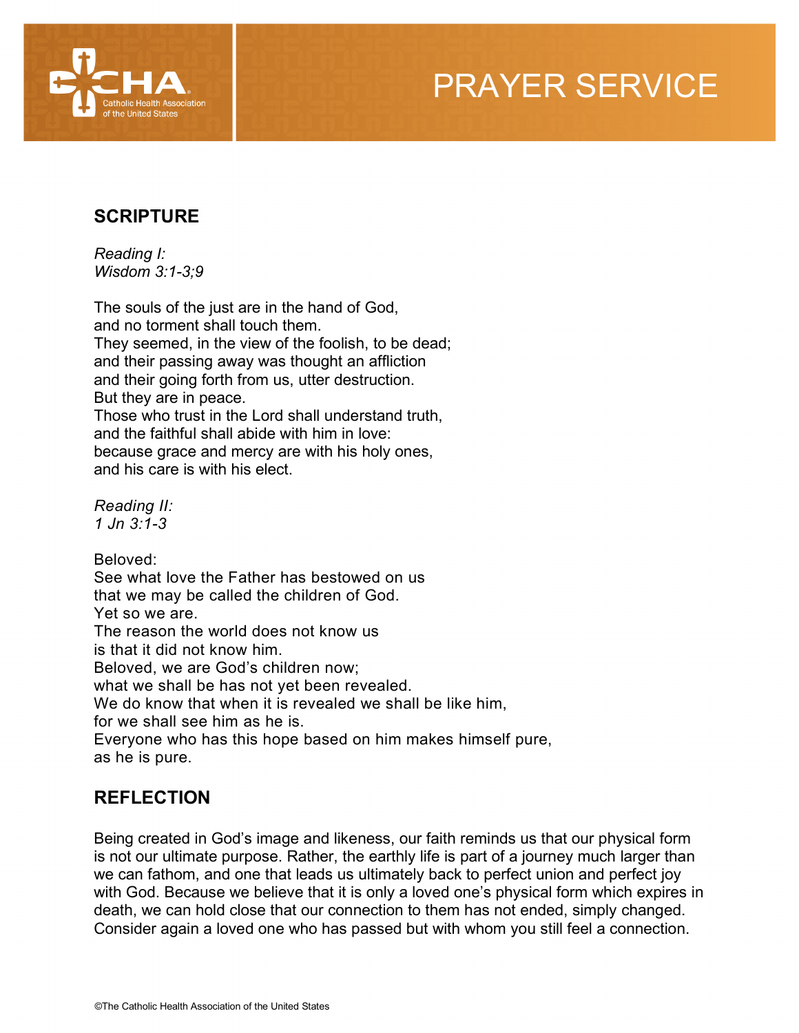## SCRIPTURE

*Reading I:*
*Wisdom 3:1-3;9*

The souls of the just are in the hand of God,
and no torment shall touch them.
They seemed, in the view of the foolish, to be dead;
and their passing away was thought an affliction
and their going forth from us, utter destruction.
But they are in peace.
Those who trust in the Lord shall understand truth,
and the faithful shall abide with him in love:
because grace and mercy are with his holy ones,
and his care is with his elect.

*Reading II:*
*1 Jn 3:1-3*

Beloved:
See what love the Father has bestowed on us
that we may be called the children of God.
Yet so we are.
The reason the world does not know us
is that it did not know him.
Beloved, we are God's children now;
what we shall be has not yet been revealed.
We do know that when it is revealed we shall be like him,
for we shall see him as he is.
Everyone who has this hope based on him makes himself pure,
as he is pure.

## REFLECTION

Being created in God's image and likeness, our faith reminds us that our physical form is not our ultimate purpose. Rather, the earthly life is part of a journey much larger than we can fathom, and one that leads us ultimately back to perfect union and perfect joy with God. Because we believe that it is only a loved one's physical form which expires in death, we can hold close that our connection to them has not ended, simply changed. Consider again a loved one who has passed but with whom you still feel a connection.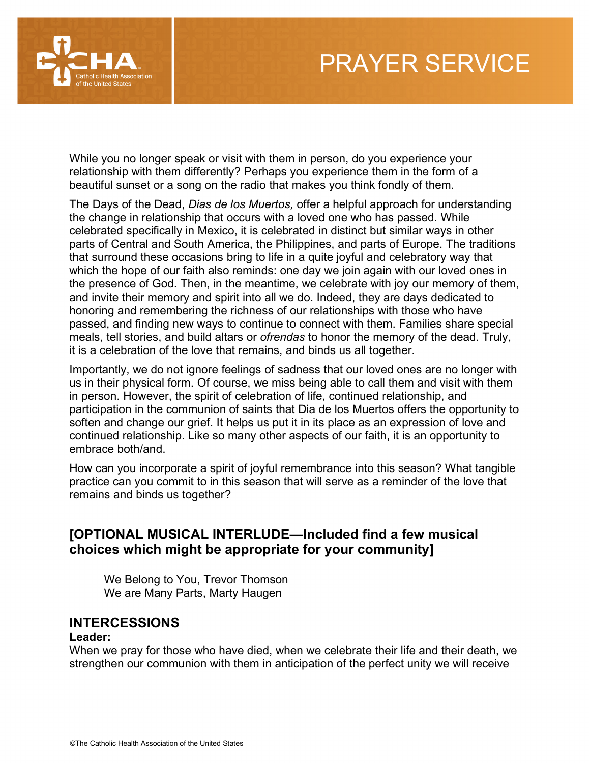While you no longer speak or visit with them in person, do you experience your relationship with them differently? Perhaps you experience them in the form of a beautiful sunset or a song on the radio that makes you think fondly of them.

The Days of the Dead, *Dias de los Muertos,* offer a helpful approach for understanding the change in relationship that occurs with a loved one who has passed. While celebrated specifically in Mexico, it is celebrated in distinct but similar ways in other parts of Central and South America, the Philippines, and parts of Europe. The traditions that surround these occasions bring to life in a quite joyful and celebratory way that which the hope of our faith also reminds: one day we join again with our loved ones in the presence of God. Then, in the meantime, we celebrate with joy our memory of them, and invite their memory and spirit into all we do. Indeed, they are days dedicated to honoring and remembering the richness of our relationships with those who have passed, and finding new ways to continue to connect with them. Families share special meals, tell stories, and build altars or *ofrendas* to honor the memory of the dead. Truly, it is a celebration of the love that remains, and binds us all together.

Importantly, we do not ignore feelings of sadness that our loved ones are no longer with us in their physical form. Of course, we miss being able to call them and visit with them in person. However, the spirit of celebration of life, continued relationship, and participation in the communion of saints that Dia de los Muertos offers the opportunity to soften and change our grief. It helps us put it in its place as an expression of love and continued relationship. Like so many other aspects of our faith, it is an opportunity to embrace both/and.

How can you incorporate a spirit of joyful remembrance into this season? What tangible practice can you commit to in this season that will serve as a reminder of the love that remains and binds us together?

### [OPTIONAL MUSICAL INTERLUDE—Included find a few musical choices which might be appropriate for your community]

We Belong to You, Trevor Thomson
We are Many Parts, Marty Haugen

### INTERCESSIONS

**Leader:**
When we pray for those who have died, when we celebrate their life and their death, we strengthen our communion with them in anticipation of the perfect unity we will receive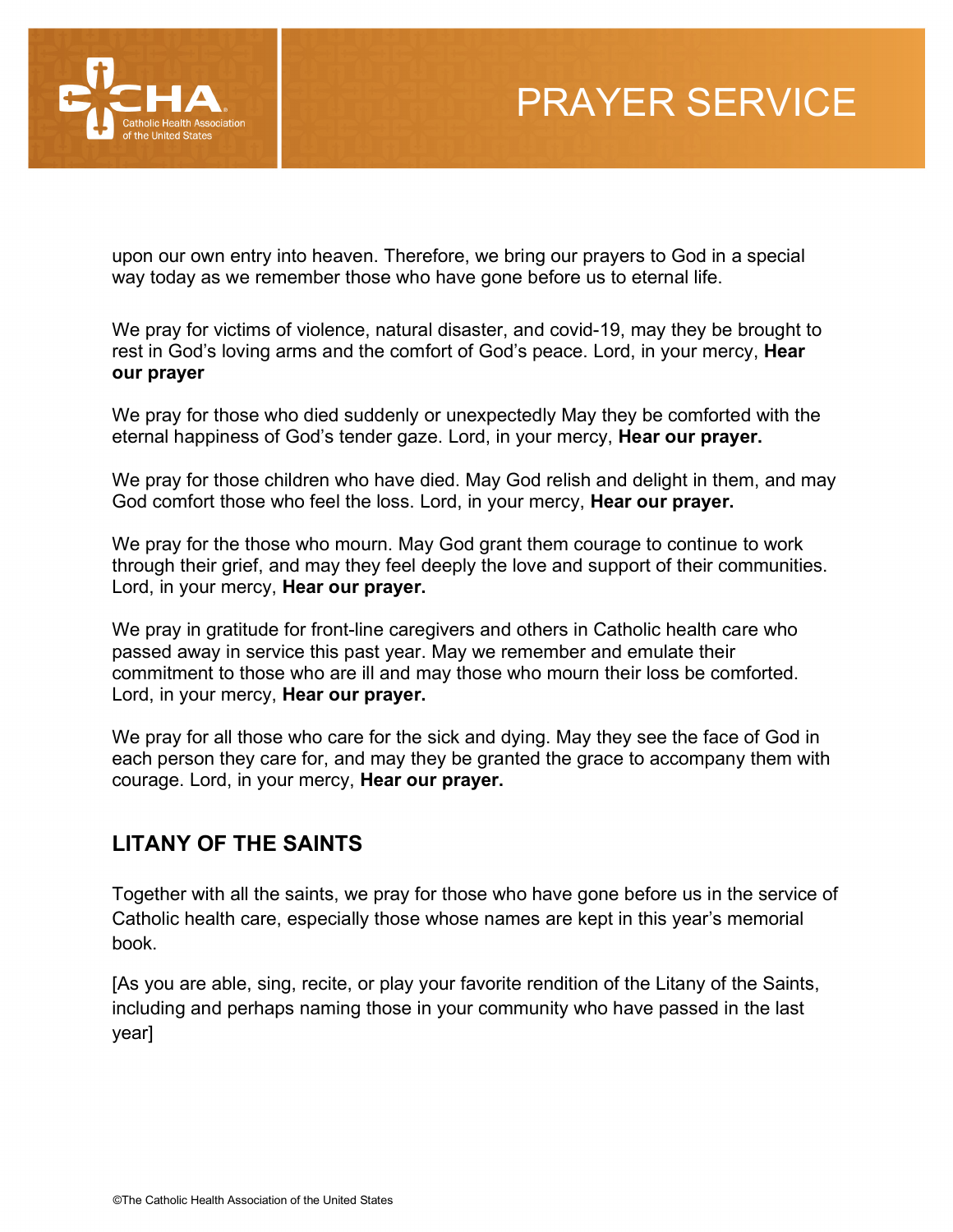upon our own entry into heaven. Therefore, we bring our prayers to God in a special way today as we remember those who have gone before us to eternal life.

We pray for victims of violence, natural disaster, and covid-19, may they be brought to rest in God's loving arms and the comfort of God's peace. Lord, in your mercy, **Hear our prayer**

We pray for those who died suddenly or unexpectedly May they be comforted with the eternal happiness of God's tender gaze. Lord, in your mercy, **Hear our prayer.**

We pray for those children who have died. May God relish and delight in them, and may God comfort those who feel the loss. Lord, in your mercy, **Hear our prayer.**

We pray for the those who mourn. May God grant them courage to continue to work through their grief, and may they feel deeply the love and support of their communities. Lord, in your mercy, **Hear our prayer.**

We pray in gratitude for front-line caregivers and others in Catholic health care who passed away in service this past year. May we remember and emulate their commitment to those who are ill and may those who mourn their loss be comforted. Lord, in your mercy, **Hear our prayer.**

We pray for all those who care for the sick and dying. May they see the face of God in each person they care for, and may they be granted the grace to accompany them with courage. Lord, in your mercy, **Hear our prayer.**

## LITANY OF THE SAINTS

Together with all the saints, we pray for those who have gone before us in the service of Catholic health care, especially those whose names are kept in this year's memorial book.

[As you are able, sing, recite, or play your favorite rendition of the Litany of the Saints, including and perhaps naming those in your community who have passed in the last year]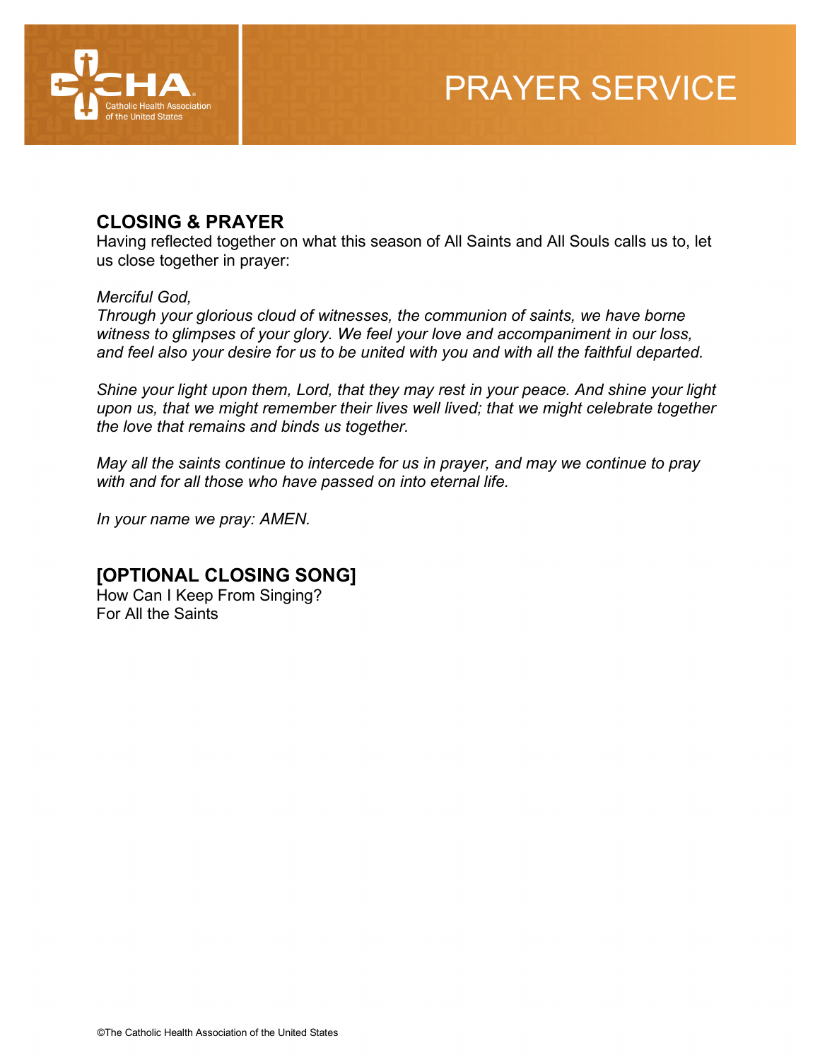## CLOSING & PRAYER

Having reflected together on what this season of All Saints and All Souls calls us to, let us close together in prayer:

*Merciful God,*
*Through your glorious cloud of witnesses, the communion of saints, we have borne witness to glimpses of your glory. We feel your love and accompaniment in our loss, and feel also your desire for us to be united with you and with all the faithful departed.*

*Shine your light upon them, Lord, that they may rest in your peace. And shine your light upon us, that we might remember their lives well lived; that we might celebrate together the love that remains and binds us together.*

*May all the saints continue to intercede for us in prayer, and may we continue to pray with and for all those who have passed on into eternal life.*

*In your name we pray: AMEN.*

## [OPTIONAL CLOSING SONG]

How Can I Keep From Singing?
For All the Saints